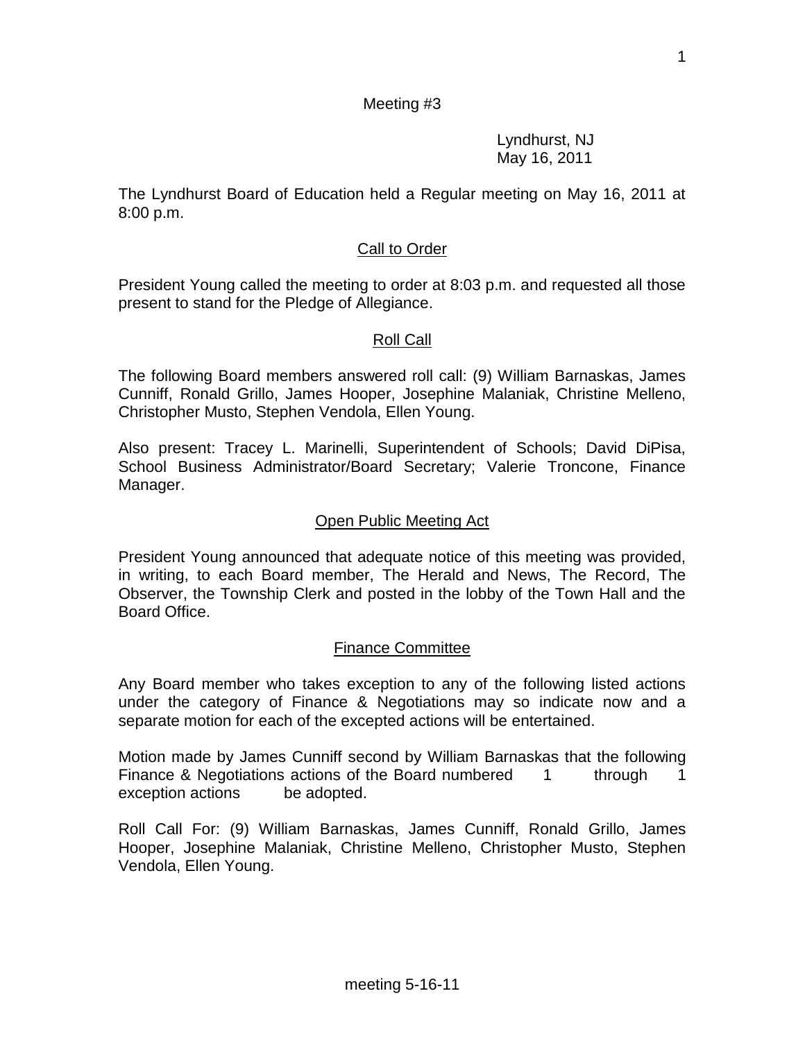Meeting #3

Lyndhurst, NJ
May 16, 2011

The Lyndhurst Board of Education held a Regular meeting on May 16, 2011 at 8:00 p.m.

## Call to Order

President Young called the meeting to order at 8:03 p.m. and requested all those present to stand for the Pledge of Allegiance.

## Roll Call

The following Board members answered roll call: (9) William Barnaskas, James Cunniff, Ronald Grillo, James Hooper, Josephine Malaniak, Christine Melleno, Christopher Musto, Stephen Vendola, Ellen Young.

Also present: Tracey L. Marinelli, Superintendent of Schools; David DiPisa, School Business Administrator/Board Secretary; Valerie Troncone, Finance Manager.

## Open Public Meeting Act

President Young announced that adequate notice of this meeting was provided, in writing, to each Board member, The Herald and News, The Record, The Observer, the Township Clerk and posted in the lobby of the Town Hall and the Board Office.

## Finance Committee

Any Board member who takes exception to any of the following listed actions under the category of Finance & Negotiations may so indicate now and a separate motion for each of the excepted actions will be entertained.

Motion made by James Cunniff second by William Barnaskas that the following Finance & Negotiations actions of the Board numbered 1 through 1 exception actions be adopted.

Roll Call For: (9) William Barnaskas, James Cunniff, Ronald Grillo, James Hooper, Josephine Malaniak, Christine Melleno, Christopher Musto, Stephen Vendola, Ellen Young.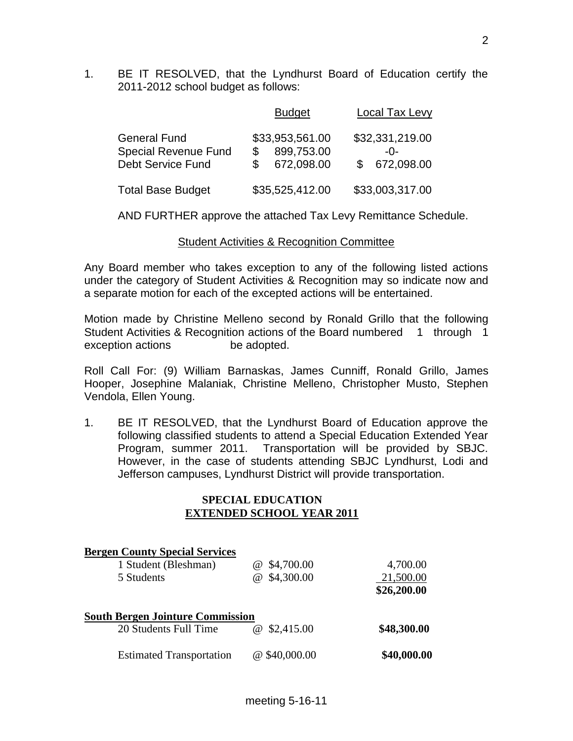1. BE IT RESOLVED, that the Lyndhurst Board of Education certify the 2011-2012 school budget as follows:

| | Budget | Local Tax Levy |
|---|---|---|
| General Fund | $33,953,561.00 | $32,331,219.00 |
| Special Revenue Fund | $ 899,753.00 | -0- |
| Debt Service Fund | $ 672,098.00 | $ 672,098.00 |
| Total Base Budget | $35,525,412.00 | $33,003,317.00 |

AND FURTHER approve the attached Tax Levy Remittance Schedule.

## Student Activities & Recognition Committee

Any Board member who takes exception to any of the following listed actions under the category of Student Activities & Recognition may so indicate now and a separate motion for each of the excepted actions will be entertained.

Motion made by Christine Melleno second by Ronald Grillo that the following Student Activities & Recognition actions of the Board numbered 1 through 1 exception actions be adopted.

Roll Call For: (9) William Barnaskas, James Cunniff, Ronald Grillo, James Hooper, Josephine Malaniak, Christine Melleno, Christopher Musto, Stephen Vendola, Ellen Young.

1. BE IT RESOLVED, that the Lyndhurst Board of Education approve the following classified students to attend a Special Education Extended Year Program, summer 2011. Transportation will be provided by SBJC. However, in the case of students attending SBJC Lyndhurst, Lodi and Jefferson campuses, Lyndhurst District will provide transportation.

**SPECIAL EDUCATION**
**EXTENDED SCHOOL YEAR 2011**

| **Bergen County Special Services** | | |
|---|---|---|
| 1 Student (Bleshman) | @ $4,700.00 | 4,700.00 |
| 5 Students | @ $4,300.00 | 21,500.00 |
| | | **$26,200.00** |
| **South Bergen Jointure Commission** | | |
| 20 Students Full Time | @ $2,415.00 | **$48,300.00** |
| Estimated Transportation | @ $40,000.00 | **$40,000.00** |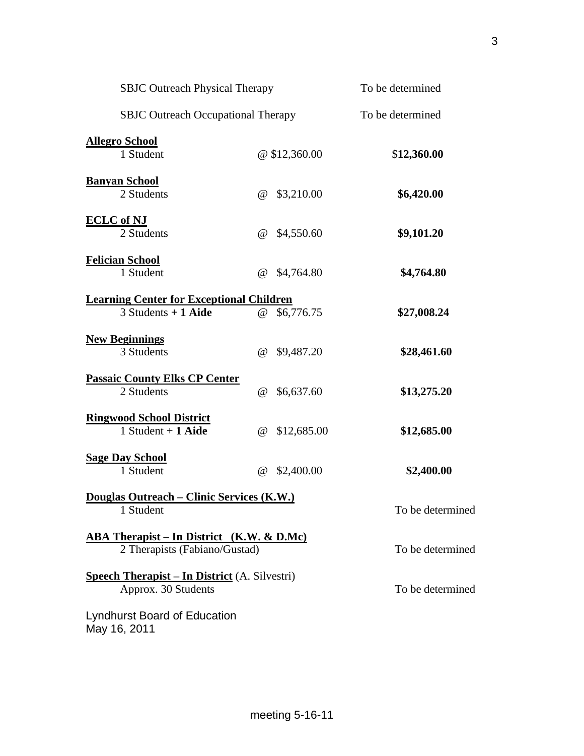SBJC Outreach Physical Therapy — To be determined

SBJC Outreach Occupational Therapy — To be determined

**Allegro School**
1 Student @ $12,360.00 — $**12,360.00**

**Banyan School**
2 Students @ $3,210.00 — **$6,420.00**

**ECLC of NJ**
2 Students @ $4,550.60 — **$9,101.20**

**Felician School**
1 Student @ $4,764.80 — **$4,764.80**

**Learning Center for Exceptional Children**
3 Students **+ 1 Aide** @ $6,776.75 — **$27,008.24**

**New Beginnings**
3 Students @ $9,487.20 — **$28,461.60**

**Passaic County Elks CP Center**
2 Students @ $6,637.60 — **$13,275.20**

**Ringwood School District**
1 Student + **1 Aide** @ $12,685.00 — **$12,685.00**

**Sage Day School**
1 Student @ $2,400.00 — **$2,400.00**

**Douglas Outreach – Clinic Services (K.W.)**
1 Student — To be determined

**ABA Therapist – In District (K.W. & D.Mc)**
2 Therapists (Fabiano/Gustad) — To be determined

**Speech Therapist – In District** (A. Silvestri)
Approx. 30 Students — To be determined

Lyndhurst Board of Education
May 16, 2011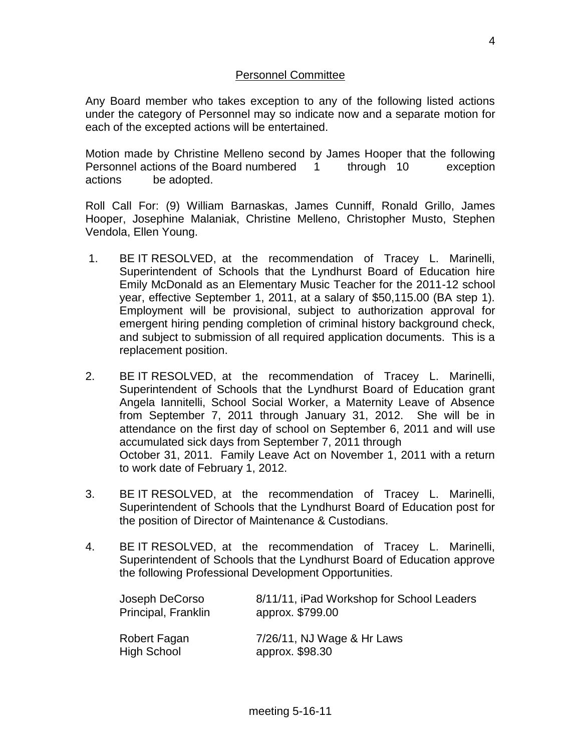## Personnel Committee

Any Board member who takes exception to any of the following listed actions under the category of Personnel may so indicate now and a separate motion for each of the excepted actions will be entertained.

Motion made by Christine Melleno second by James Hooper that the following Personnel actions of the Board numbered 1 through 10 exception actions be adopted.

Roll Call For: (9) William Barnaskas, James Cunniff, Ronald Grillo, James Hooper, Josephine Malaniak, Christine Melleno, Christopher Musto, Stephen Vendola, Ellen Young.

1. BE IT RESOLVED, at the recommendation of Tracey L. Marinelli, Superintendent of Schools that the Lyndhurst Board of Education hire Emily McDonald as an Elementary Music Teacher for the 2011-12 school year, effective September 1, 2011, at a salary of $50,115.00 (BA step 1). Employment will be provisional, subject to authorization approval for emergent hiring pending completion of criminal history background check, and subject to submission of all required application documents. This is a replacement position.

2. BE IT RESOLVED, at the recommendation of Tracey L. Marinelli, Superintendent of Schools that the Lyndhurst Board of Education grant Angela Iannitelli, School Social Worker, a Maternity Leave of Absence from September 7, 2011 through January 31, 2012. She will be in attendance on the first day of school on September 6, 2011 and will use accumulated sick days from September 7, 2011 through October 31, 2011. Family Leave Act on November 1, 2011 with a return to work date of February 1, 2012.

3. BE IT RESOLVED, at the recommendation of Tracey L. Marinelli, Superintendent of Schools that the Lyndhurst Board of Education post for the position of Director of Maintenance & Custodians.

4. BE IT RESOLVED, at the recommendation of Tracey L. Marinelli, Superintendent of Schools that the Lyndhurst Board of Education approve the following Professional Development Opportunities.

| | |
|---|---|
| Joseph DeCorso<br>Principal, Franklin | 8/11/11, iPad Workshop for School Leaders<br>approx. $799.00 |
| Robert Fagan<br>High School | 7/26/11, NJ Wage & Hr Laws<br>approx. $98.30 |

meeting 5-16-11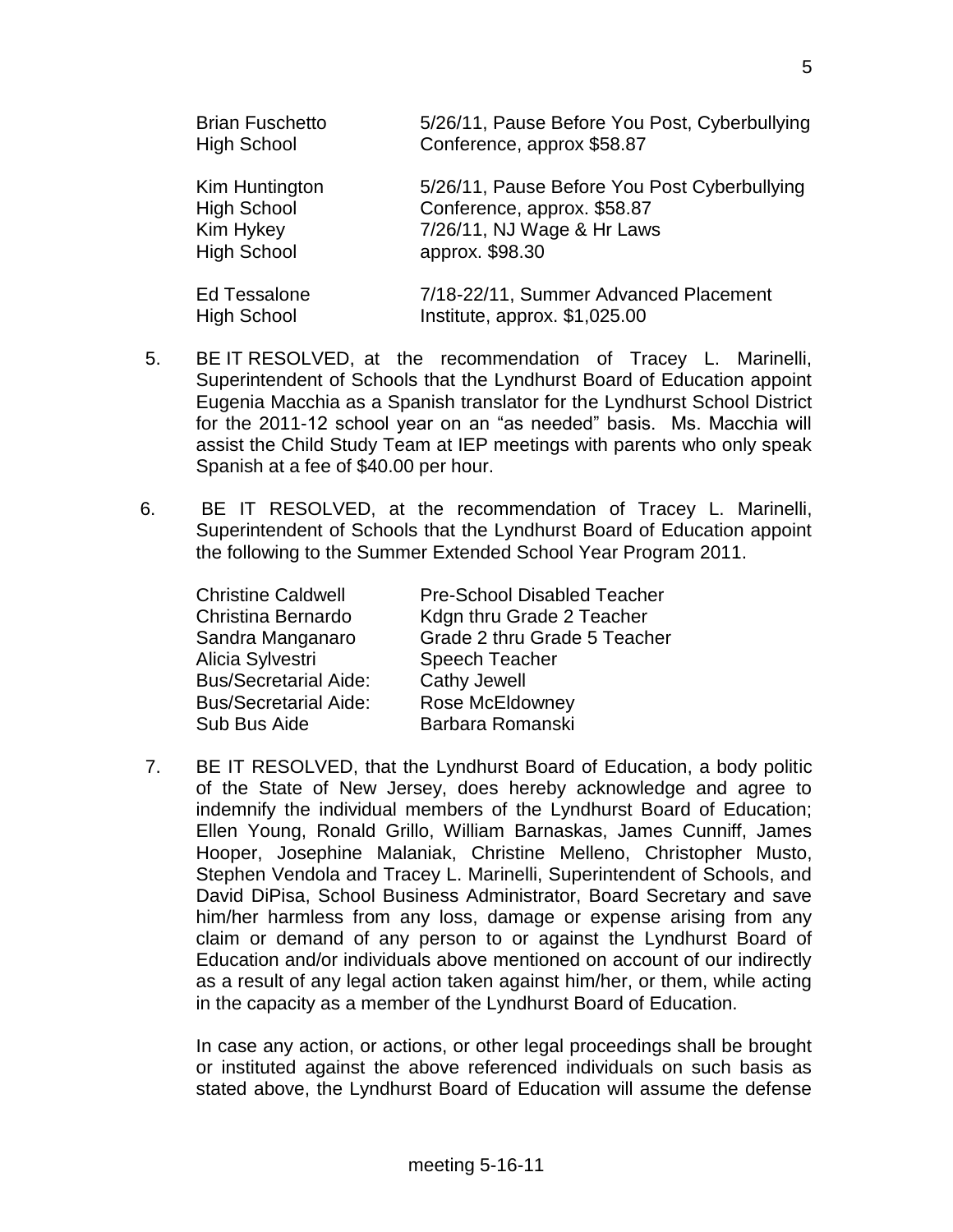| | |
|---|---|
| Brian Fuschetto<br>High School | 5/26/11, Pause Before You Post, Cyberbullying Conference, approx $58.87 |
| Kim Huntington<br>High School | 5/26/11, Pause Before You Post Cyberbullying Conference, approx. $58.87 |
| Kim Hykey<br>High School | 7/26/11, NJ Wage & Hr Laws approx. $98.30 |
| Ed Tessalone<br>High School | 7/18-22/11, Summer Advanced Placement Institute, approx. $1,025.00 |

5. BE IT RESOLVED, at the recommendation of Tracey L. Marinelli, Superintendent of Schools that the Lyndhurst Board of Education appoint Eugenia Macchia as a Spanish translator for the Lyndhurst School District for the 2011-12 school year on an "as needed" basis. Ms. Macchia will assist the Child Study Team at IEP meetings with parents who only speak Spanish at a fee of $40.00 per hour.

6. BE IT RESOLVED, at the recommendation of Tracey L. Marinelli, Superintendent of Schools that the Lyndhurst Board of Education appoint the following to the Summer Extended School Year Program 2011.

| | |
|---|---|
| Christine Caldwell | Pre-School Disabled Teacher |
| Christina Bernardo | Kdgn thru Grade 2 Teacher |
| Sandra Manganaro | Grade 2 thru Grade 5 Teacher |
| Alicia Sylvestri | Speech Teacher |
| Bus/Secretarial Aide: | Cathy Jewell |
| Bus/Secretarial Aide: | Rose McEldowney |
| Sub Bus Aide | Barbara Romanski |

7. BE IT RESOLVED, that the Lyndhurst Board of Education, a body politic of the State of New Jersey, does hereby acknowledge and agree to indemnify the individual members of the Lyndhurst Board of Education; Ellen Young, Ronald Grillo, William Barnaskas, James Cunniff, James Hooper, Josephine Malaniak, Christine Melleno, Christopher Musto, Stephen Vendola and Tracey L. Marinelli, Superintendent of Schools, and David DiPisa, School Business Administrator, Board Secretary and save him/her harmless from any loss, damage or expense arising from any claim or demand of any person to or against the Lyndhurst Board of Education and/or individuals above mentioned on account of our indirectly as a result of any legal action taken against him/her, or them, while acting in the capacity as a member of the Lyndhurst Board of Education.

   In case any action, or actions, or other legal proceedings shall be brought or instituted against the above referenced individuals on such basis as stated above, the Lyndhurst Board of Education will assume the defense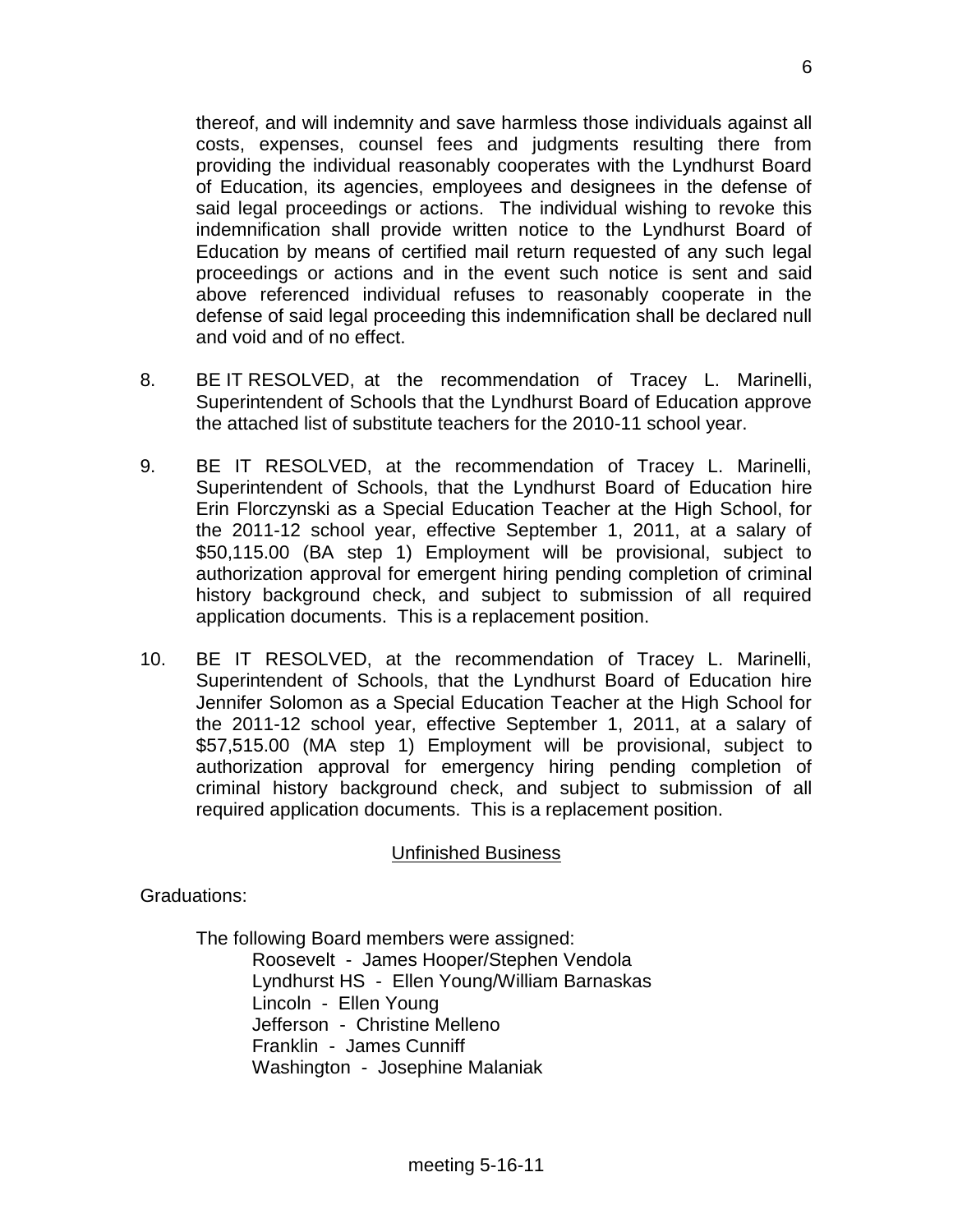thereof, and will indemnity and save harmless those individuals against all costs, expenses, counsel fees and judgments resulting there from providing the individual reasonably cooperates with the Lyndhurst Board of Education, its agencies, employees and designees in the defense of said legal proceedings or actions. The individual wishing to revoke this indemnification shall provide written notice to the Lyndhurst Board of Education by means of certified mail return requested of any such legal proceedings or actions and in the event such notice is sent and said above referenced individual refuses to reasonably cooperate in the defense of said legal proceeding this indemnification shall be declared null and void and of no effect.

8. BE IT RESOLVED, at the recommendation of Tracey L. Marinelli, Superintendent of Schools that the Lyndhurst Board of Education approve the attached list of substitute teachers for the 2010-11 school year.

9. BE IT RESOLVED, at the recommendation of Tracey L. Marinelli, Superintendent of Schools, that the Lyndhurst Board of Education hire Erin Florczynski as a Special Education Teacher at the High School, for the 2011-12 school year, effective September 1, 2011, at a salary of $50,115.00 (BA step 1) Employment will be provisional, subject to authorization approval for emergent hiring pending completion of criminal history background check, and subject to submission of all required application documents. This is a replacement position.

10. BE IT RESOLVED, at the recommendation of Tracey L. Marinelli, Superintendent of Schools, that the Lyndhurst Board of Education hire Jennifer Solomon as a Special Education Teacher at the High School for the 2011-12 school year, effective September 1, 2011, at a salary of $57,515.00 (MA step 1) Employment will be provisional, subject to authorization approval for emergency hiring pending completion of criminal history background check, and subject to submission of all required application documents. This is a replacement position.

## Unfinished Business

Graduations:

The following Board members were assigned:

- Roosevelt - James Hooper/Stephen Vendola
- Lyndhurst HS - Ellen Young/William Barnaskas
- Lincoln - Ellen Young
- Jefferson - Christine Melleno
- Franklin - James Cunniff
- Washington - Josephine Malaniak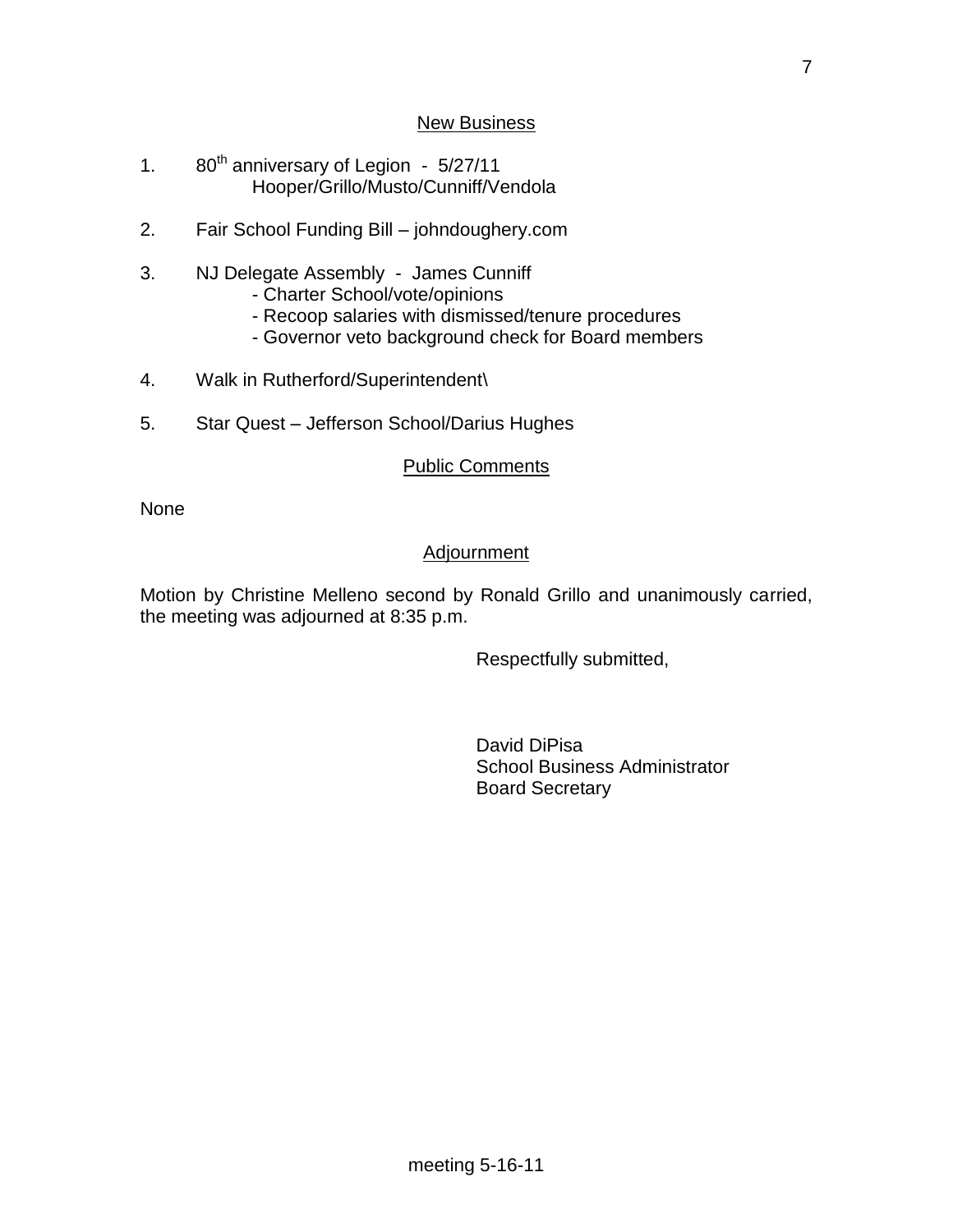## New Business

1. 80th anniversary of Legion - 5/27/11
   Hooper/Grillo/Musto/Cunniff/Vendola

2. Fair School Funding Bill – johndoughery.com

3. NJ Delegate Assembly - James Cunniff
   - Charter School/vote/opinions
   - Recoop salaries with dismissed/tenure procedures
   - Governor veto background check for Board members

4. Walk in Rutherford/Superintendent\

5. Star Quest – Jefferson School/Darius Hughes

## Public Comments

None

## Adjournment

Motion by Christine Melleno second by Ronald Grillo and unanimously carried, the meeting was adjourned at 8:35 p.m.

Respectfully submitted,

David DiPisa
School Business Administrator
Board Secretary